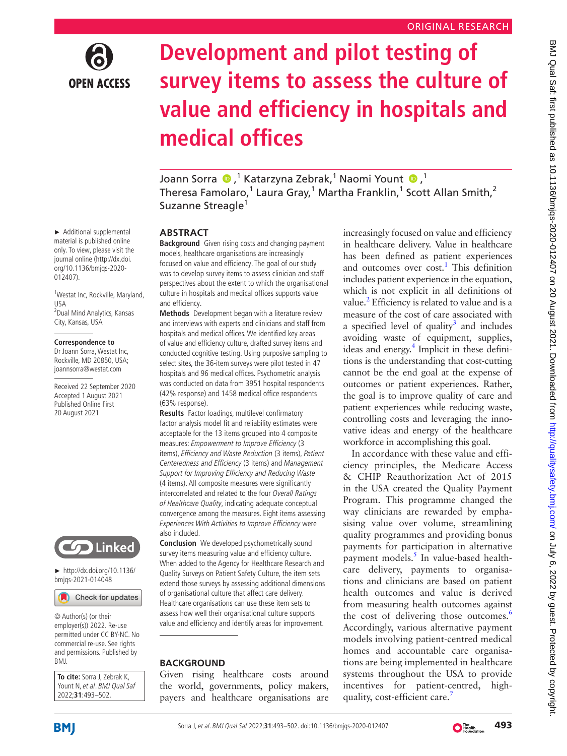ORIGINAL RESEARCH

# Development and pilot testing of survey items to assess the culture of value and efficiency in hospitals and medical offices

Joann Sorra,[1] Katarzyna Zebrak,[1] Naomi Yount,[1] Theresa Famolaro,[1] Laura Gray,[1] Martha Franklin,[1] Scott Allan Smith,[2] Suzanne Streagle[1]

► Additional supplemental material is published online only. To view, please visit the journal online (http://dx.doi.org/10.1136/bmjqs-2020-012407).

[1]Westat Inc, Rockville, Maryland, USA
[2]Dual Mind Analytics, Kansas City, Kansas, USA

**Correspondence to**
Dr Joann Sorra, Westat Inc, Rockville, MD 20850, USA; joannsorra@westat.com

Received 22 September 2020
Accepted 1 August 2021
Published Online First 20 August 2021

► http://dx.doi.org/10.1136/bmjqs-2021-014048

© Author(s) (or their employer(s)) 2022. Re-use permitted under CC BY-NC. No commercial re-use. See rights and permissions. Published by BMJ.

**To cite:** Sorra J, Zebrak K, Yount N, *et al*. *BMJ Qual Saf* 2022;**31**:493–502.

## ABSTRACT

**Background** Given rising costs and changing payment models, healthcare organisations are increasingly focused on value and efficiency. The goal of our study was to develop survey items to assess clinician and staff perspectives about the extent to which the organisational culture in hospitals and medical offices supports value and efficiency.

**Methods** Development began with a literature review and interviews with experts and clinicians and staff from hospitals and medical offices. We identified key areas of value and efficiency culture, drafted survey items and conducted cognitive testing. Using purposive sampling to select sites, the 36-item surveys were pilot tested in 47 hospitals and 96 medical offices. Psychometric analysis was conducted on data from 3951 hospital respondents (42% response) and 1458 medical office respondents (63% response).

**Results** Factor loadings, multilevel confirmatory factor analysis model fit and reliability estimates were acceptable for the 13 items grouped into 4 composite measures: *Empowerment to Improve Efficiency* (3 items), *Efficiency and Waste Reduction* (3 items), *Patient Centeredness and Efficiency* (3 items) and *Management Support for Improving Efficiency and Reducing Waste* (4 items). All composite measures were significantly intercorrelated and related to the four *Overall Ratings of Healthcare Quality*, indicating adequate conceptual convergence among the measures. Eight items assessing *Experiences With Activities to Improve Efficiency* were also included.

**Conclusion** We developed psychometrically sound survey items measuring value and efficiency culture. When added to the Agency for Healthcare Research and Quality Surveys on Patient Safety Culture, the item sets extend those surveys by assessing additional dimensions of organisational culture that affect care delivery. Healthcare organisations can use these item sets to assess how well their organisational culture supports value and efficiency and identify areas for improvement.

## BACKGROUND

Given rising healthcare costs around the world, governments, policy makers, payers and healthcare organisations are increasingly focused on value and efficiency in healthcare delivery. Value in healthcare has been defined as patient experiences and outcomes over cost.[1] This definition includes patient experience in the equation, which is not explicit in all definitions of value.[2] Efficiency is related to value and is a measure of the cost of care associated with a specified level of quality[3] and includes avoiding waste of equipment, supplies, ideas and energy.[4] Implicit in these definitions is the understanding that cost-cutting cannot be the end goal at the expense of outcomes or patient experiences. Rather, the goal is to improve quality of care and patient experiences while reducing waste, controlling costs and leveraging the innovative ideas and energy of the healthcare workforce in accomplishing this goal.

In accordance with these value and efficiency principles, the Medicare Access & CHIP Reauthorization Act of 2015 in the USA created the Quality Payment Program. This programme changed the way clinicians are rewarded by emphasising value over volume, streamlining quality programmes and providing bonus payments for participation in alternative payment models.[5] In value-based healthcare delivery, payments to organisations and clinicians are based on patient health outcomes and value is derived from measuring health outcomes against the cost of delivering those outcomes.[6] Accordingly, various alternative payment models involving patient-centred medical homes and accountable care organisations are being implemented in healthcare systems throughout the USA to provide incentives for patient-centred, high-quality, cost-efficient care.[7]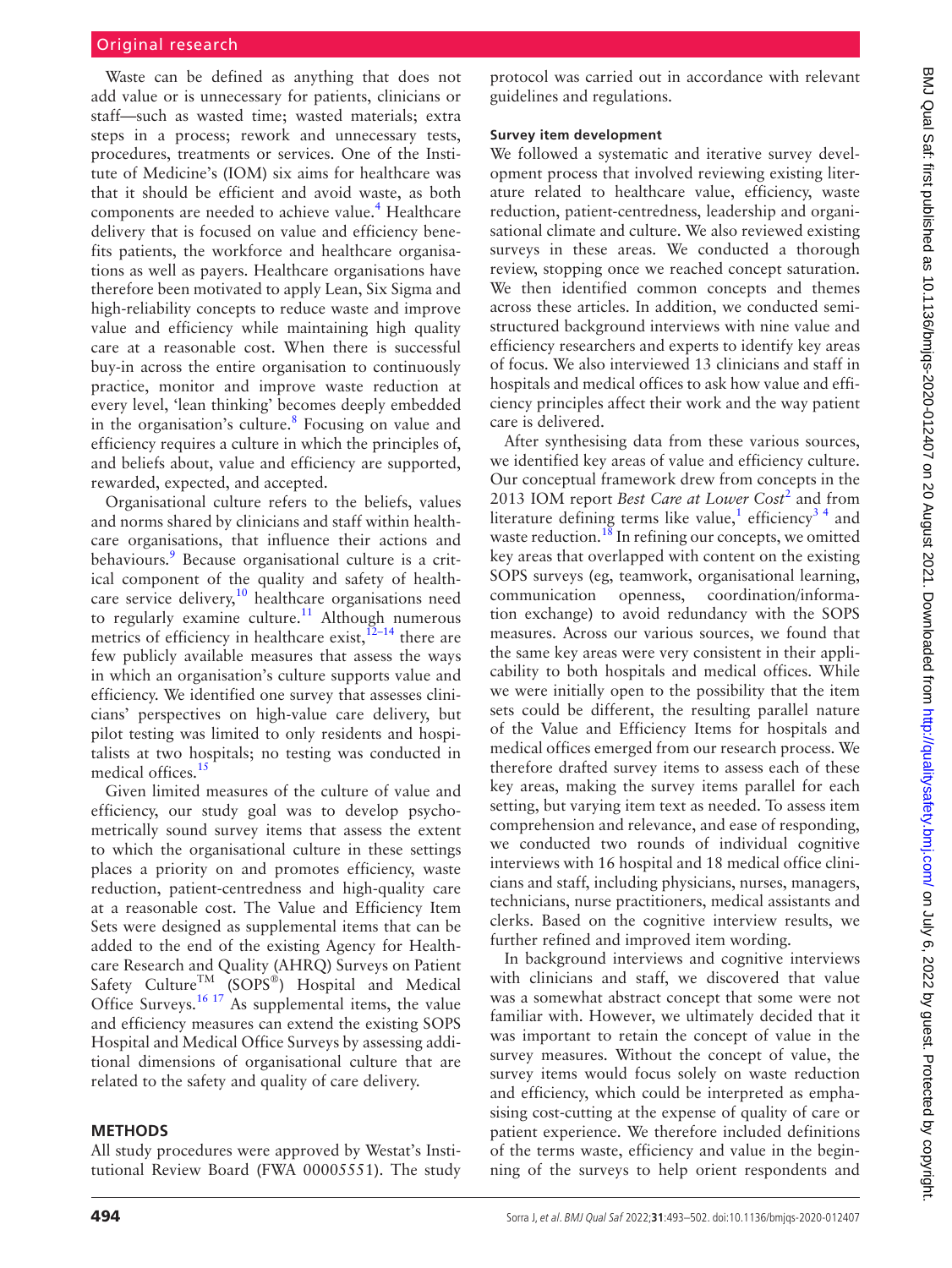Waste can be defined as anything that does not add value or is unnecessary for patients, clinicians or staff—such as wasted time; wasted materials; extra steps in a process; rework and unnecessary tests, procedures, treatments or services. One of the Institute of Medicine's (IOM) six aims for healthcare was that it should be efficient and avoid waste, as both components are needed to achieve value.[4] Healthcare delivery that is focused on value and efficiency benefits patients, the workforce and healthcare organisations as well as payers. Healthcare organisations have therefore been motivated to apply Lean, Six Sigma and high-reliability concepts to reduce waste and improve value and efficiency while maintaining high quality care at a reasonable cost. When there is successful buy-in across the entire organisation to continuously practice, monitor and improve waste reduction at every level, 'lean thinking' becomes deeply embedded in the organisation's culture.[8] Focusing on value and efficiency requires a culture in which the principles of, and beliefs about, value and efficiency are supported, rewarded, expected, and accepted.

Organisational culture refers to the beliefs, values and norms shared by clinicians and staff within healthcare organisations, that influence their actions and behaviours.[9] Because organisational culture is a critical component of the quality and safety of healthcare service delivery,[10] healthcare organisations need to regularly examine culture.[11] Although numerous metrics of efficiency in healthcare exist,[12–14] there are few publicly available measures that assess the ways in which an organisation's culture supports value and efficiency. We identified one survey that assesses clinicians' perspectives on high-value care delivery, but pilot testing was limited to only residents and hospitalists at two hospitals; no testing was conducted in medical offices.[15]

Given limited measures of the culture of value and efficiency, our study goal was to develop psychometrically sound survey items that assess the extent to which the organisational culture in these settings places a priority on and promotes efficiency, waste reduction, patient-centredness and high-quality care at a reasonable cost. The Value and Efficiency Item Sets were designed as supplemental items that can be added to the end of the existing Agency for Healthcare Research and Quality (AHRQ) Surveys on Patient Safety Culture™ (SOPS®) Hospital and Medical Office Surveys.[16 17] As supplemental items, the value and efficiency measures can extend the existing SOPS Hospital and Medical Office Surveys by assessing additional dimensions of organisational culture that are related to the safety and quality of care delivery.

## METHODS

All study procedures were approved by Westat's Institutional Review Board (FWA 00005551). The study protocol was carried out in accordance with relevant guidelines and regulations.

### Survey item development

We followed a systematic and iterative survey development process that involved reviewing existing literature related to healthcare value, efficiency, waste reduction, patient-centredness, leadership and organisational climate and culture. We also reviewed existing surveys in these areas. We conducted a thorough review, stopping once we reached concept saturation. We then identified common concepts and themes across these articles. In addition, we conducted semi-structured background interviews with nine value and efficiency researchers and experts to identify key areas of focus. We also interviewed 13 clinicians and staff in hospitals and medical offices to ask how value and efficiency principles affect their work and the way patient care is delivered.

After synthesising data from these various sources, we identified key areas of value and efficiency culture. Our conceptual framework drew from concepts in the 2013 IOM report *Best Care at Lower Cost*[2] and from literature defining terms like value,[1] efficiency[3 4] and waste reduction.[18] In refining our concepts, we omitted key areas that overlapped with content on the existing SOPS surveys (eg, teamwork, organisational learning, communication openness, coordination/information exchange) to avoid redundancy with the SOPS measures. Across our various sources, we found that the same key areas were very consistent in their applicability to both hospitals and medical offices. While we were initially open to the possibility that the item sets could be different, the resulting parallel nature of the Value and Efficiency Items for hospitals and medical offices emerged from our research process. We therefore drafted survey items to assess each of these key areas, making the survey items parallel for each setting, but varying item text as needed. To assess item comprehension and relevance, and ease of responding, we conducted two rounds of individual cognitive interviews with 16 hospital and 18 medical office clinicians and staff, including physicians, nurses, managers, technicians, nurse practitioners, medical assistants and clerks. Based on the cognitive interview results, we further refined and improved item wording.

In background interviews and cognitive interviews with clinicians and staff, we discovered that value was a somewhat abstract concept that some were not familiar with. However, we ultimately decided that it was important to retain the concept of value in the survey measures. Without the concept of value, the survey items would focus solely on waste reduction and efficiency, which could be interpreted as emphasising cost-cutting at the expense of quality of care or patient experience. We therefore included definitions of the terms waste, efficiency and value in the beginning of the surveys to help orient respondents and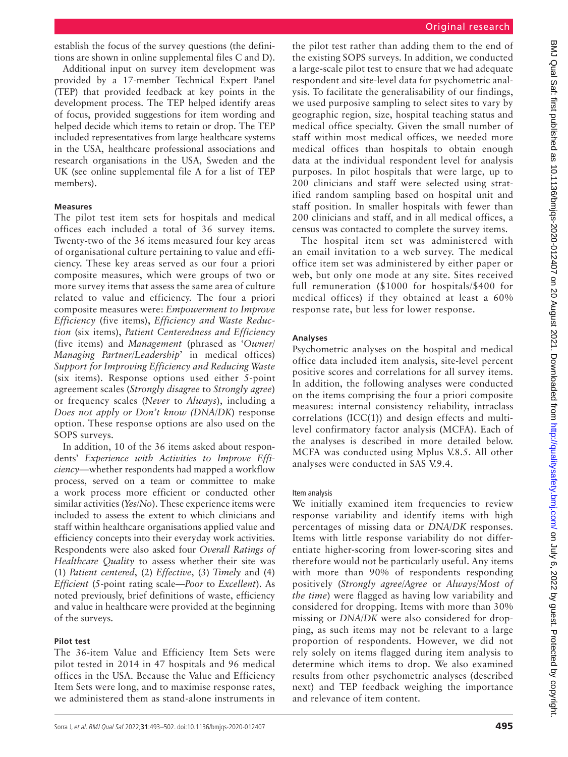establish the focus of the survey questions (the definitions are shown in online supplemental files C and D).

Additional input on survey item development was provided by a 17-member Technical Expert Panel (TEP) that provided feedback at key points in the development process. The TEP helped identify areas of focus, provided suggestions for item wording and helped decide which items to retain or drop. The TEP included representatives from large healthcare systems in the USA, healthcare professional associations and research organisations in the USA, Sweden and the UK (see online supplemental file A for a list of TEP members).

### Measures

The pilot test item sets for hospitals and medical offices each included a total of 36 survey items. Twenty-two of the 36 items measured four key areas of organisational culture pertaining to value and efficiency. These key areas served as our four a priori composite measures, which were groups of two or more survey items that assess the same area of culture related to value and efficiency. The four a priori composite measures were: *Empowerment to Improve Efficiency* (five items), *Efficiency and Waste Reduction* (six items), *Patient Centeredness and Efficiency* (five items) and *Management* (phrased as '*Owner/Managing Partner/Leadership*' in medical offices) *Support for Improving Efficiency and Reducing Waste* (six items). Response options used either 5-point agreement scales (*Strongly disagree* to *Strongly agree*) or frequency scales (*Never* to *Always*), including a *Does not apply or Don't know (DNA/DK)* response option. These response options are also used on the SOPS surveys.

In addition, 10 of the 36 items asked about respondents' *Experience with Activities to Improve Efficiency*—whether respondents had mapped a workflow process, served on a team or committee to make a work process more efficient or conducted other similar activities (*Yes/No*). These experience items were included to assess the extent to which clinicians and staff within healthcare organisations applied value and efficiency concepts into their everyday work activities. Respondents were also asked four *Overall Ratings of Healthcare Quality* to assess whether their site was (1) *Patient centered*, (2) *Effective*, (3) *Timely* and (4) *Efficient* (5-point rating scale—*Poor* to *Excellent*). As noted previously, brief definitions of waste, efficiency and value in healthcare were provided at the beginning of the surveys.

### Pilot test

The 36-item Value and Efficiency Item Sets were pilot tested in 2014 in 47 hospitals and 96 medical offices in the USA. Because the Value and Efficiency Item Sets were long, and to maximise response rates, we administered them as stand-alone instruments in the pilot test rather than adding them to the end of the existing SOPS surveys. In addition, we conducted a large-scale pilot test to ensure that we had adequate respondent and site-level data for psychometric analysis. To facilitate the generalisability of our findings, we used purposive sampling to select sites to vary by geographic region, size, hospital teaching status and medical office specialty. Given the small number of staff within most medical offices, we needed more medical offices than hospitals to obtain enough data at the individual respondent level for analysis purposes. In pilot hospitals that were large, up to 200 clinicians and staff were selected using stratified random sampling based on hospital unit and staff position. In smaller hospitals with fewer than 200 clinicians and staff, and in all medical offices, a census was contacted to complete the survey items.

The hospital item set was administered with an email invitation to a web survey. The medical office item set was administered by either paper or web, but only one mode at any site. Sites received full remuneration ($1000 for hospitals/$400 for medical offices) if they obtained at least a 60% response rate, but less for lower response.

### Analyses

Psychometric analyses on the hospital and medical office data included item analysis, site-level percent positive scores and correlations for all survey items. In addition, the following analyses were conducted on the items comprising the four a priori composite measures: internal consistency reliability, intraclass correlations (ICC(1)) and design effects and multilevel confirmatory factor analysis (MCFA). Each of the analyses is described in more detailed below. MCFA was conducted using Mplus V.8.5. All other analyses were conducted in SAS V.9.4.

#### Item analysis

We initially examined item frequencies to review response variability and identify items with high percentages of missing data or *DNA/DK* responses. Items with little response variability do not differentiate higher-scoring from lower-scoring sites and therefore would not be particularly useful. Any items with more than 90% of respondents responding positively (*Strongly agree/Agree* or *Always/Most of the time*) were flagged as having low variability and considered for dropping. Items with more than 30% missing or *DNA/DK* were also considered for dropping, as such items may not be relevant to a large proportion of respondents. However, we did not rely solely on items flagged during item analysis to determine which items to drop. We also examined results from other psychometric analyses (described next) and TEP feedback weighing the importance and relevance of item content.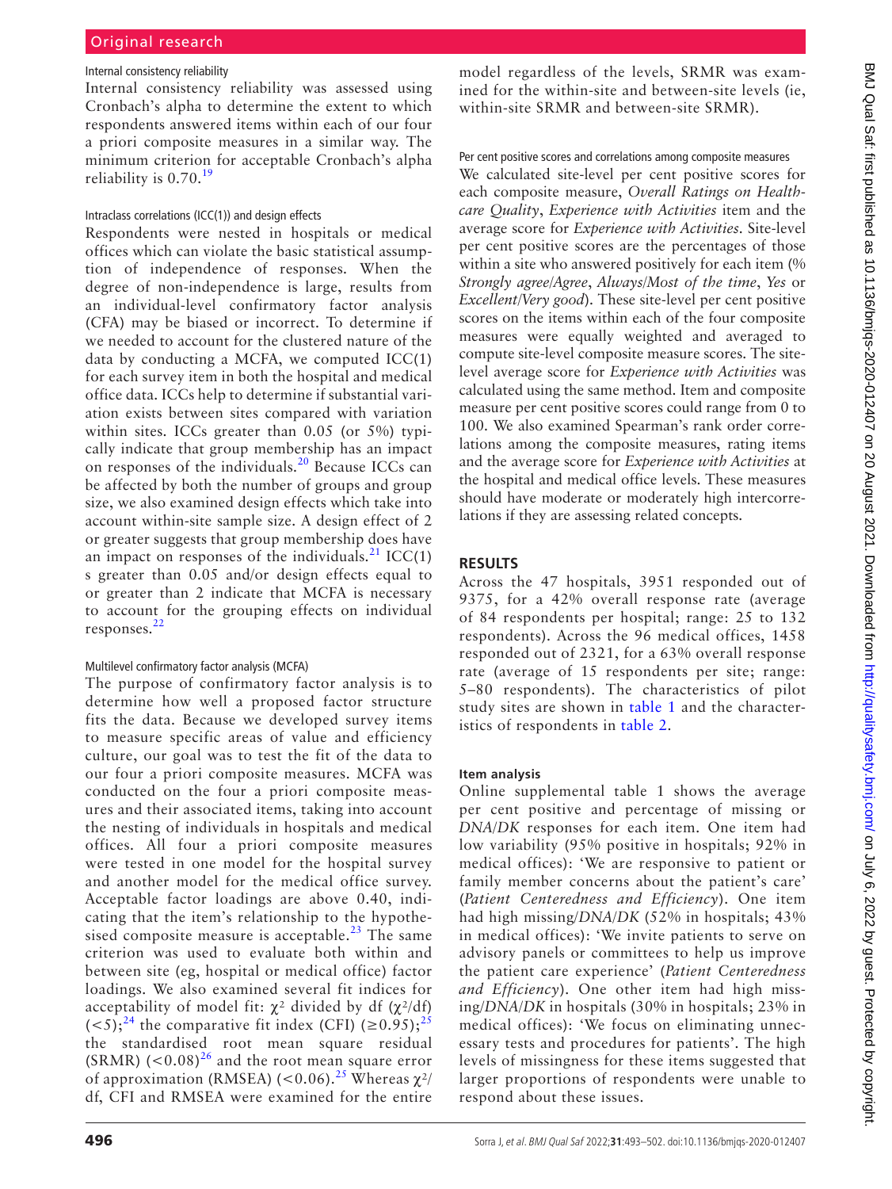#### Internal consistency reliability

Internal consistency reliability was assessed using Cronbach's alpha to determine the extent to which respondents answered items within each of our four a priori composite measures in a similar way. The minimum criterion for acceptable Cronbach's alpha reliability is 0.70.[19]

#### Intraclass correlations (ICC(1)) and design effects

Respondents were nested in hospitals or medical offices which can violate the basic statistical assumption of independence of responses. When the degree of non-independence is large, results from an individual-level confirmatory factor analysis (CFA) may be biased or incorrect. To determine if we needed to account for the clustered nature of the data by conducting a MCFA, we computed ICC(1) for each survey item in both the hospital and medical office data. ICCs help to determine if substantial variation exists between sites compared with variation within sites. ICCs greater than 0.05 (or 5%) typically indicate that group membership has an impact on responses of the individuals.[20] Because ICCs can be affected by both the number of groups and group size, we also examined design effects which take into account within-site sample size. A design effect of 2 or greater suggests that group membership does have an impact on responses of the individuals.[21] ICC(1)s greater than 0.05 and/or design effects equal to or greater than 2 indicate that MCFA is necessary to account for the grouping effects on individual responses.[22]

#### Multilevel confirmatory factor analysis (MCFA)

The purpose of confirmatory factor analysis is to determine how well a proposed factor structure fits the data. Because we developed survey items to measure specific areas of value and efficiency culture, our goal was to test the fit of the data to our four a priori composite measures. MCFA was conducted on the four a priori composite measures and their associated items, taking into account the nesting of individuals in hospitals and medical offices. All four a priori composite measures were tested in one model for the hospital survey and another model for the medical office survey. Acceptable factor loadings are above 0.40, indicating that the item's relationship to the hypothesised composite measure is acceptable.[23] The same criterion was used to evaluate both within and between site (eg, hospital or medical office) factor loadings. We also examined several fit indices for acceptability of model fit: $\chi^2$ divided by df ($\chi^2$/df) (<5);[24] the comparative fit index (CFI) (≥0.95);[25] the standardised root mean square residual (SRMR) (<0.08)[26] and the root mean square error of approximation (RMSEA) (<0.06).[25] Whereas $\chi^2$/df, CFI and RMSEA were examined for the entire model regardless of the levels, SRMR was examined for the within-site and between-site levels (ie, within-site SRMR and between-site SRMR).

#### Per cent positive scores and correlations among composite measures

We calculated site-level per cent positive scores for each composite measure, *Overall Ratings on Healthcare Quality*, *Experience with Activities* item and the average score for *Experience with Activities*. Site-level per cent positive scores are the percentages of those within a site who answered positively for each item (% *Strongly agree*/*Agree*, *Always*/*Most of the time*, *Yes* or *Excellent*/*Very good*). These site-level per cent positive scores on the items within each of the four composite measures were equally weighted and averaged to compute site-level composite measure scores. The site-level average score for *Experience with Activities* was calculated using the same method. Item and composite measure per cent positive scores could range from 0 to 100. We also examined Spearman's rank order correlations among the composite measures, rating items and the average score for *Experience with Activities* at the hospital and medical office levels. These measures should have moderate or moderately high intercorrelations if they are assessing related concepts.

## RESULTS

Across the 47 hospitals, 3951 responded out of 9375, for a 42% overall response rate (average of 84 respondents per hospital; range: 25 to 132 respondents). Across the 96 medical offices, 1458 responded out of 2321, for a 63% overall response rate (average of 15 respondents per site; range: 5–80 respondents). The characteristics of pilot study sites are shown in table 1 and the characteristics of respondents in table 2.

### Item analysis

Online supplemental table 1 shows the average per cent positive and percentage of missing or *DNA*/*DK* responses for each item. One item had low variability (95% positive in hospitals; 92% in medical offices): 'We are responsive to patient or family member concerns about the patient's care' (*Patient Centeredness and Efficiency*). One item had high missing/*DNA*/*DK* (52% in hospitals; 43% in medical offices): 'We invite patients to serve on advisory panels or committees to help us improve the patient care experience' (*Patient Centeredness and Efficiency*). One other item had high missing/*DNA*/*DK* in hospitals (30% in hospitals; 23% in medical offices): 'We focus on eliminating unnecessary tests and procedures for patients'. The high levels of missingness for these items suggested that larger proportions of respondents were unable to respond about these issues.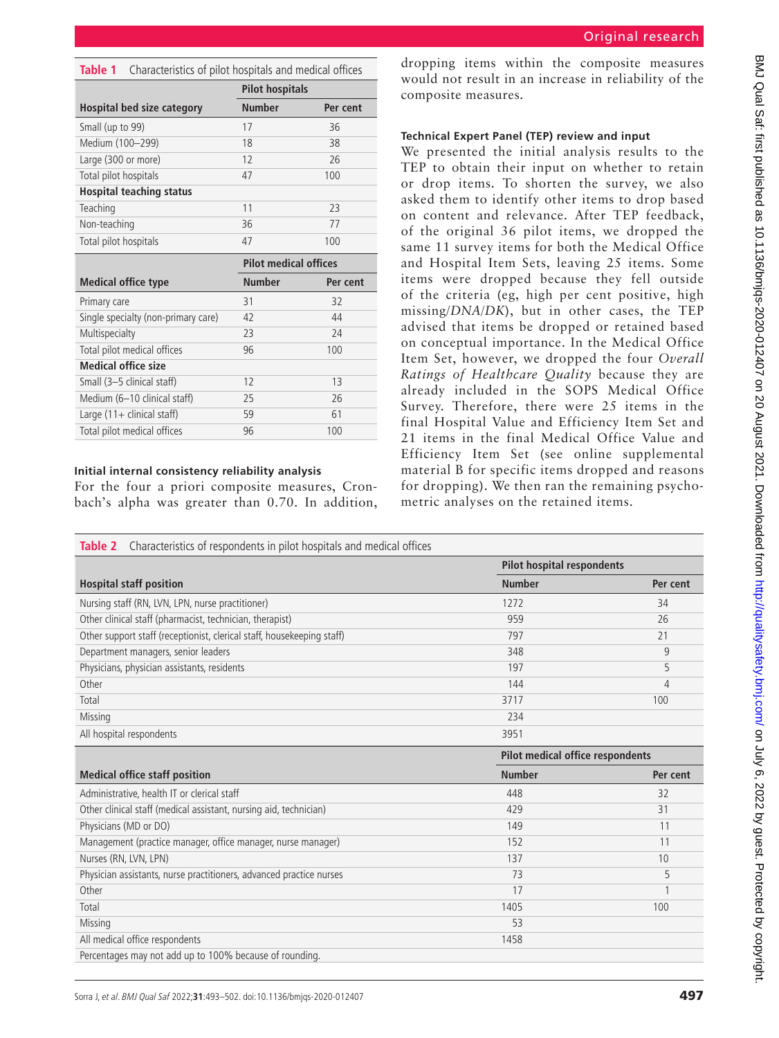**Table 1** Characteristics of pilot hospitals and medical offices

| | Pilot hospitals | |
|---|---|---|
| **Hospital bed size category** | **Number** | **Per cent** |
| Small (up to 99) | 17 | 36 |
| Medium (100–299) | 18 | 38 |
| Large (300 or more) | 12 | 26 |
| Total pilot hospitals | 47 | 100 |
| **Hospital teaching status** | | |
| Teaching | 11 | 23 |
| Non-teaching | 36 | 77 |
| Total pilot hospitals | 47 | 100 |
| | **Pilot medical offices** | |
| **Medical office type** | **Number** | **Per cent** |
| Primary care | 31 | 32 |
| Single specialty (non-primary care) | 42 | 44 |
| Multispecialty | 23 | 24 |
| Total pilot medical offices | 96 | 100 |
| **Medical office size** | | |
| Small (3–5 clinical staff) | 12 | 13 |
| Medium (6–10 clinical staff) | 25 | 26 |
| Large (11+ clinical staff) | 59 | 61 |
| Total pilot medical offices | 96 | 100 |

#### Initial internal consistency reliability analysis

For the four a priori composite measures, Cronbach's alpha was greater than 0.70. In addition, dropping items within the composite measures would not result in an increase in reliability of the composite measures.

#### Technical Expert Panel (TEP) review and input

We presented the initial analysis results to the TEP to obtain their input on whether to retain or drop items. To shorten the survey, we also asked them to identify other items to drop based on content and relevance. After TEP feedback, of the original 36 pilot items, we dropped the same 11 survey items for both the Medical Office and Hospital Item Sets, leaving 25 items. Some items were dropped because they fell outside of the criteria (eg, high per cent positive, high missing/*DNA*/*DK*), but in other cases, the TEP advised that items be dropped or retained based on conceptual importance. In the Medical Office Item Set, however, we dropped the four *Overall Ratings of Healthcare Quality* because they are already included in the SOPS Medical Office Survey. Therefore, there were 25 items in the final Hospital Value and Efficiency Item Set and 21 items in the final Medical Office Value and Efficiency Item Set (see online supplemental material B for specific items dropped and reasons for dropping). We then ran the remaining psychometric analyses on the retained items.

**Table 2** Characteristics of respondents in pilot hospitals and medical offices

| | Pilot hospital respondents | |
|---|---|---|
| **Hospital staff position** | **Number** | **Per cent** |
| Nursing staff (RN, LVN, LPN, nurse practitioner) | 1272 | 34 |
| Other clinical staff (pharmacist, technician, therapist) | 959 | 26 |
| Other support staff (receptionist, clerical staff, housekeeping staff) | 797 | 21 |
| Department managers, senior leaders | 348 | 9 |
| Physicians, physician assistants, residents | 197 | 5 |
| Other | 144 | 4 |
| Total | 3717 | 100 |
| Missing | 234 | |
| All hospital respondents | 3951 | |
| | **Pilot medical office respondents** | |
| **Medical office staff position** | **Number** | **Per cent** |
| Administrative, health IT or clerical staff | 448 | 32 |
| Other clinical staff (medical assistant, nursing aid, technician) | 429 | 31 |
| Physicians (MD or DO) | 149 | 11 |
| Management (practice manager, office manager, nurse manager) | 152 | 11 |
| Nurses (RN, LVN, LPN) | 137 | 10 |
| Physician assistants, nurse practitioners, advanced practice nurses | 73 | 5 |
| Other | 17 | 1 |
| Total | 1405 | 100 |
| Missing | 53 | |
| All medical office respondents | 1458 | |

Percentages may not add up to 100% because of rounding.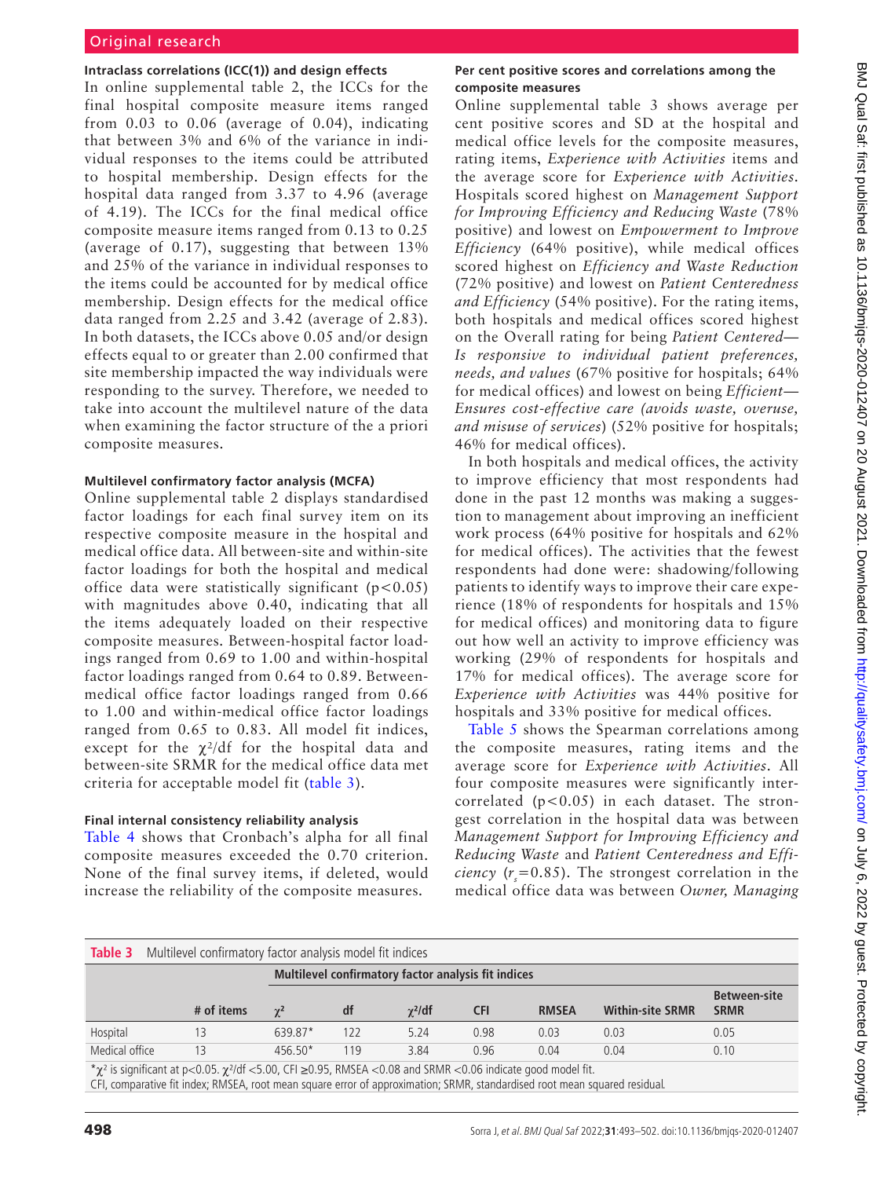#### Intraclass correlations (ICC(1)) and design effects

In online supplemental table 2, the ICCs for the final hospital composite measure items ranged from 0.03 to 0.06 (average of 0.04), indicating that between 3% and 6% of the variance in individual responses to the items could be attributed to hospital membership. Design effects for the hospital data ranged from 3.37 to 4.96 (average of 4.19). The ICCs for the final medical office composite measure items ranged from 0.13 to 0.25 (average of 0.17), suggesting that between 13% and 25% of the variance in individual responses to the items could be accounted for by medical office membership. Design effects for the medical office data ranged from 2.25 and 3.42 (average of 2.83). In both datasets, the ICCs above 0.05 and/or design effects equal to or greater than 2.00 confirmed that site membership impacted the way individuals were responding to the survey. Therefore, we needed to take into account the multilevel nature of the data when examining the factor structure of the a priori composite measures.

#### Multilevel confirmatory factor analysis (MCFA)

Online supplemental table 2 displays standardised factor loadings for each final survey item on its respective composite measure in the hospital and medical office data. All between-site and within-site factor loadings for both the hospital and medical office data were statistically significant ($p<0.05$) with magnitudes above 0.40, indicating that all the items adequately loaded on their respective composite measures. Between-hospital factor loadings ranged from 0.69 to 1.00 and within-hospital factor loadings ranged from 0.64 to 0.89. Between-medical office factor loadings ranged from 0.66 to 1.00 and within-medical office factor loadings ranged from 0.65 to 0.83. All model fit indices, except for the $\chi^2$/df for the hospital data and between-site SRMR for the medical office data met criteria for acceptable model fit (table 3).

#### Final internal consistency reliability analysis

Table 4 shows that Cronbach's alpha for all final composite measures exceeded the 0.70 criterion. None of the final survey items, if deleted, would increase the reliability of the composite measures.

#### Per cent positive scores and correlations among the composite measures

Online supplemental table 3 shows average per cent positive scores and SD at the hospital and medical office levels for the composite measures, rating items, *Experience with Activities* items and the average score for *Experience with Activities*. Hospitals scored highest on *Management Support for Improving Efficiency and Reducing Waste* (78% positive) and lowest on *Empowerment to Improve Efficiency* (64% positive), while medical offices scored highest on *Efficiency and Waste Reduction* (72% positive) and lowest on *Patient Centeredness and Efficiency* (54% positive). For the rating items, both hospitals and medical offices scored highest on the Overall rating for being *Patient Centered—Is responsive to individual patient preferences, needs, and values* (67% positive for hospitals; 64% for medical offices) and lowest on being *Efficient—Ensures cost-effective care (avoids waste, overuse, and misuse of services)* (52% positive for hospitals; 46% for medical offices).

In both hospitals and medical offices, the activity to improve efficiency that most respondents had done in the past 12 months was making a suggestion to management about improving an inefficient work process (64% positive for hospitals and 62% for medical offices). The activities that the fewest respondents had done were: shadowing/following patients to identify ways to improve their care experience (18% of respondents for hospitals and 15% for medical offices) and monitoring data to figure out how well an activity to improve efficiency was working (29% of respondents for hospitals and 17% for medical offices). The average score for *Experience with Activities* was 44% positive for hospitals and 33% positive for medical offices.

Table 5 shows the Spearman correlations among the composite measures, rating items and the average score for *Experience with Activities*. All four composite measures were significantly intercorrelated ($p<0.05$) in each dataset. The strongest correlation in the hospital data was between *Management Support for Improving Efficiency and Reducing Waste* and *Patient Centeredness and Efficiency* ($r_s=0.85$). The strongest correlation in the medical office data was between *Owner, Managing*

**Table 3** Multilevel confirmatory factor analysis model fit indices

| | | Multilevel confirmatory factor analysis fit indices | | | | | | |
|---|---|---|---|---|---|---|---|---|
| | # of items | $\chi^2$ | df | $\chi^2$/df | CFI | RMSEA | Within-site SRMR | Between-site SRMR |
| Hospital | 13 | 639.87* | 122 | 5.24 | 0.98 | 0.03 | 0.03 | 0.05 |
| Medical office | 13 | 456.50* | 119 | 3.84 | 0.96 | 0.04 | 0.04 | 0.10 |

*$\chi^2$ is significant at $p<0.05$. $\chi^2$/df <5.00, CFI ≥0.95, RMSEA <0.08 and SRMR <0.06 indicate good model fit.
CFI, comparative fit index; RMSEA, root mean square error of approximation; SRMR, standardised root mean squared residual.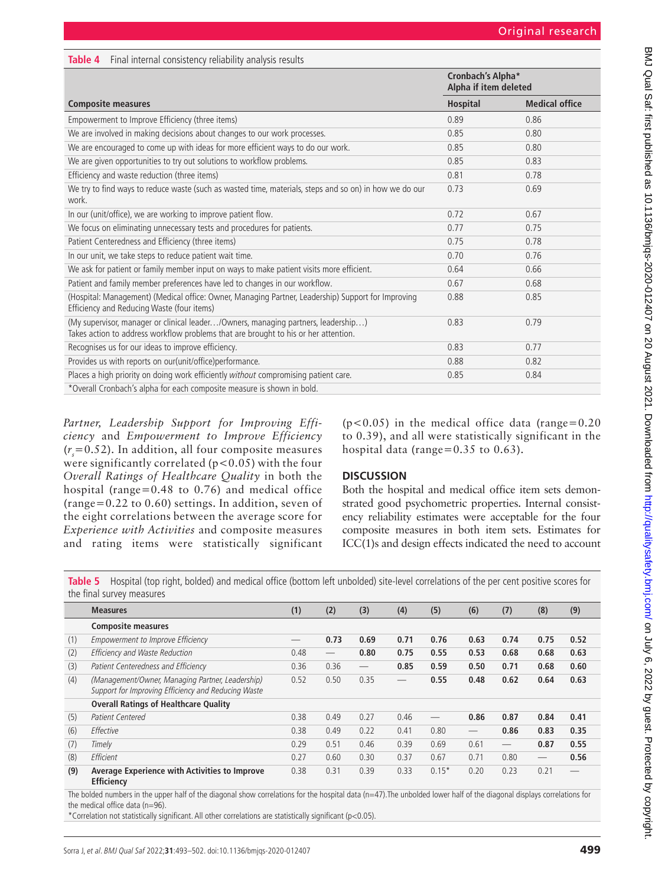**Table 4** Final internal consistency reliability analysis results

| Composite measures | Cronbach's Alpha* Alpha if item deleted | |
|---|---|---|
| | **Hospital** | **Medical office** |
| Empowerment to Improve Efficiency (three items) | **0.89** | **0.86** |
| We are involved in making decisions about changes to our work processes. | 0.85 | 0.80 |
| We are encouraged to come up with ideas for more efficient ways to do our work. | 0.85 | 0.80 |
| We are given opportunities to try out solutions to workflow problems. | 0.85 | 0.83 |
| Efficiency and waste reduction (three items) | **0.81** | **0.78** |
| We try to find ways to reduce waste (such as wasted time, materials, steps and so on) in how we do our work. | 0.73 | 0.69 |
| In our (unit/office), we are working to improve patient flow. | 0.72 | 0.67 |
| We focus on eliminating unnecessary tests and procedures for patients. | 0.77 | 0.75 |
| Patient Centeredness and Efficiency (three items) | **0.75** | **0.78** |
| In our unit, we take steps to reduce patient wait time. | 0.70 | 0.76 |
| We ask for patient or family member input on ways to make patient visits more efficient. | 0.64 | 0.66 |
| Patient and family member preferences have led to changes in our workflow. | 0.67 | 0.68 |
| (Hospital: Management) (Medical office: Owner, Managing Partner, Leadership) Support for Improving Efficiency and Reducing Waste (four items) | **0.88** | **0.85** |
| (My supervisor, manager or clinical leader…/Owners, managing partners, leadership…) Takes action to address workflow problems that are brought to his or her attention. | 0.83 | 0.79 |
| Recognises us for our ideas to improve efficiency. | 0.83 | 0.77 |
| Provides us with reports on our(unit/office)performance. | 0.88 | 0.82 |
| Places a high priority on doing work efficiently *without* compromising patient care. | 0.85 | 0.84 |

*Overall Cronbach's alpha for each composite measure is shown in bold.

*Partner, Leadership Support for Improving Efficiency* and *Empowerment to Improve Efficiency* ($r_s$=0.52). In addition, all four composite measures were significantly correlated ($p<0.05$) with the four *Overall Ratings of Healthcare Quality* in both the hospital (range=0.48 to 0.76) and medical office (range=0.22 to 0.60) settings. In addition, seven of the eight correlations between the average score for *Experience with Activities* and composite measures and rating items were statistically significant ($p<0.05$) in the medical office data (range=0.20 to 0.39), and all were statistically significant in the hospital data (range=0.35 to 0.63).

## DISCUSSION

Both the hospital and medical office item sets demonstrated good psychometric properties. Internal consistency reliability estimates were acceptable for the four composite measures in both item sets. Estimates for ICC(1)s and design effects indicated the need to account

**Table 5** Hospital (top right, bolded) and medical office (bottom left unbolded) site-level correlations of the per cent positive scores for the final survey measures

| | Measures | (1) | (2) | (3) | (4) | (5) | (6) | (7) | (8) | (9) |
|---|---|---|---|---|---|---|---|---|---|---|
| | **Composite measures** | | | | | | | | | |
| (1) | *Empowerment to Improve Efficiency* | — | **0.73** | **0.69** | **0.71** | **0.76** | **0.63** | **0.74** | **0.75** | **0.52** |
| (2) | *Efficiency and Waste Reduction* | 0.48 | — | **0.80** | **0.75** | **0.55** | **0.53** | **0.68** | **0.68** | **0.63** |
| (3) | *Patient Centeredness and Efficiency* | 0.36 | 0.36 | — | **0.85** | **0.59** | **0.50** | **0.71** | **0.68** | **0.60** |
| (4) | *(Management/Owner, Managing Partner, Leadership) Support for Improving Efficiency and Reducing Waste* | 0.52 | 0.50 | 0.35 | — | **0.55** | **0.48** | **0.62** | **0.64** | **0.63** |
| | **Overall Ratings of Healthcare Quality** | | | | | | | | | |
| (5) | *Patient Centered* | 0.38 | 0.49 | 0.27 | 0.46 | — | **0.86** | **0.87** | **0.84** | **0.41** |
| (6) | *Effective* | 0.38 | 0.49 | 0.22 | 0.41 | 0.80 | — | **0.86** | **0.83** | **0.35** |
| (7) | *Timely* | 0.29 | 0.51 | 0.46 | 0.39 | 0.69 | 0.61 | — | **0.87** | **0.55** |
| (8) | *Efficient* | 0.27 | 0.60 | 0.30 | 0.37 | 0.67 | 0.71 | 0.80 | — | **0.56** |
| **(9)** | **Average Experience with Activities to Improve Efficiency** | 0.38 | 0.31 | 0.39 | 0.33 | 0.15* | 0.20 | 0.23 | 0.21 | — |

The bolded numbers in the upper half of the diagonal show correlations for the hospital data (n=47).The unbolded lower half of the diagonal displays correlations for the medical office data (n=96).

*Correlation not statistically significant. All other correlations are statistically significant ($p<0.05$).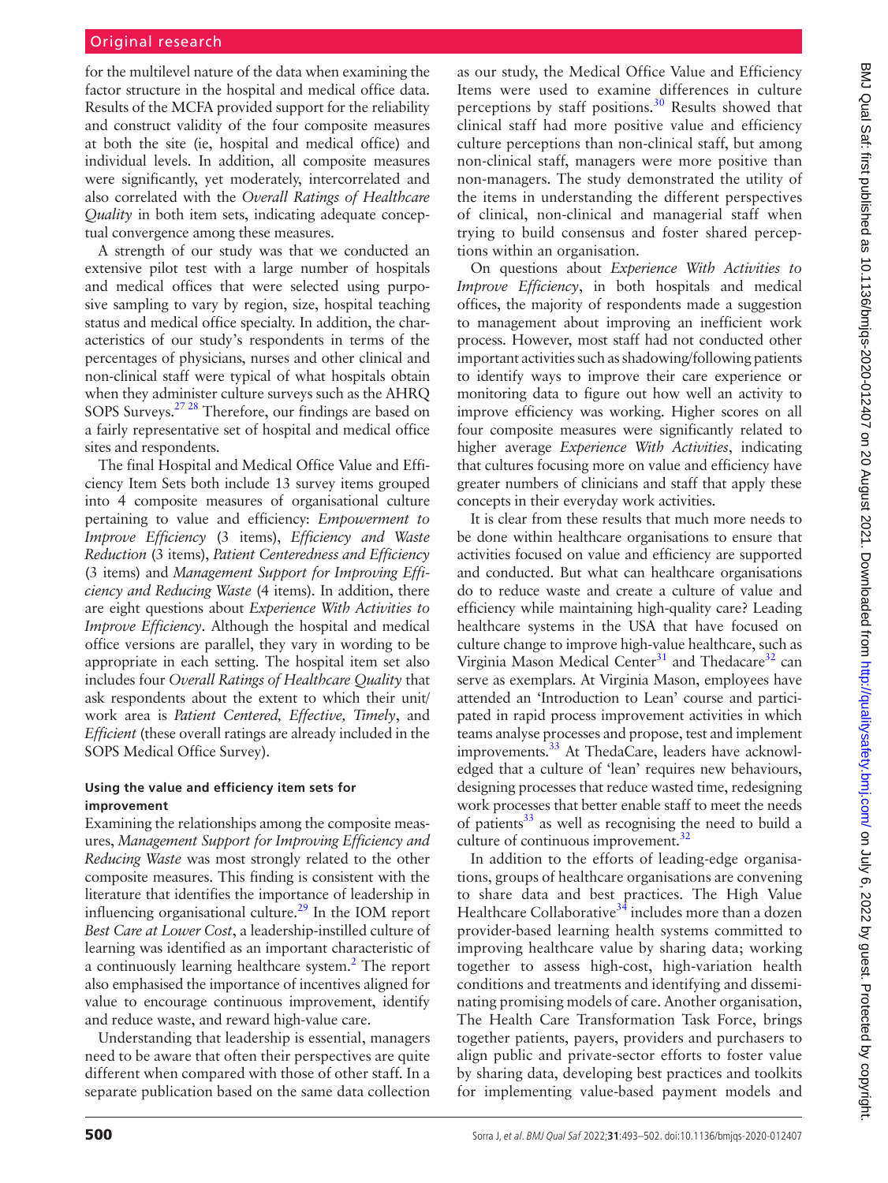for the multilevel nature of the data when examining the factor structure in the hospital and medical office data. Results of the MCFA provided support for the reliability and construct validity of the four composite measures at both the site (ie, hospital and medical office) and individual levels. In addition, all composite measures were significantly, yet moderately, intercorrelated and also correlated with the *Overall Ratings of Healthcare Quality* in both item sets, indicating adequate conceptual convergence among these measures.

A strength of our study was that we conducted an extensive pilot test with a large number of hospitals and medical offices that were selected using purposive sampling to vary by region, size, hospital teaching status and medical office specialty. In addition, the characteristics of our study's respondents in terms of the percentages of physicians, nurses and other clinical and non-clinical staff were typical of what hospitals obtain when they administer culture surveys such as the AHRQ SOPS Surveys.[27 28] Therefore, our findings are based on a fairly representative set of hospital and medical office sites and respondents.

The final Hospital and Medical Office Value and Efficiency Item Sets both include 13 survey items grouped into 4 composite measures of organisational culture pertaining to value and efficiency: *Empowerment to Improve Efficiency* (3 items), *Efficiency and Waste Reduction* (3 items), *Patient Centeredness and Efficiency* (3 items) and *Management Support for Improving Efficiency and Reducing Waste* (4 items). In addition, there are eight questions about *Experience With Activities to Improve Efficiency*. Although the hospital and medical office versions are parallel, they vary in wording to be appropriate in each setting. The hospital item set also includes four *Overall Ratings of Healthcare Quality* that ask respondents about the extent to which their unit/work area is *Patient Centered, Effective, Timely*, and *Efficient* (these overall ratings are already included in the SOPS Medical Office Survey).

### Using the value and efficiency item sets for improvement

Examining the relationships among the composite measures, *Management Support for Improving Efficiency and Reducing Waste* was most strongly related to the other composite measures. This finding is consistent with the literature that identifies the importance of leadership in influencing organisational culture.[29] In the IOM report *Best Care at Lower Cost*, a leadership-instilled culture of learning was identified as an important characteristic of a continuously learning healthcare system.[2] The report also emphasised the importance of incentives aligned for value to encourage continuous improvement, identify and reduce waste, and reward high-value care.

Understanding that leadership is essential, managers need to be aware that often their perspectives are quite different when compared with those of other staff. In a separate publication based on the same data collection as our study, the Medical Office Value and Efficiency Items were used to examine differences in culture perceptions by staff positions.[30] Results showed that clinical staff had more positive value and efficiency culture perceptions than non-clinical staff, but among non-clinical staff, managers were more positive than non-managers. The study demonstrated the utility of the items in understanding the different perspectives of clinical, non-clinical and managerial staff when trying to build consensus and foster shared perceptions within an organisation.

On questions about *Experience With Activities to Improve Efficiency*, in both hospitals and medical offices, the majority of respondents made a suggestion to management about improving an inefficient work process. However, most staff had not conducted other important activities such as shadowing/following patients to identify ways to improve their care experience or monitoring data to figure out how well an activity to improve efficiency was working. Higher scores on all four composite measures were significantly related to higher average *Experience With Activities*, indicating that cultures focusing more on value and efficiency have greater numbers of clinicians and staff that apply these concepts in their everyday work activities.

It is clear from these results that much more needs to be done within healthcare organisations to ensure that activities focused on value and efficiency are supported and conducted. But what can healthcare organisations do to reduce waste and create a culture of value and efficiency while maintaining high-quality care? Leading healthcare systems in the USA that have focused on culture change to improve high-value healthcare, such as Virginia Mason Medical Center[31] and Thedacare[32] can serve as exemplars. At Virginia Mason, employees have attended an 'Introduction to Lean' course and participated in rapid process improvement activities in which teams analyse processes and propose, test and implement improvements.[33] At ThedaCare, leaders have acknowledged that a culture of 'lean' requires new behaviours, designing processes that reduce wasted time, redesigning work processes that better enable staff to meet the needs of patients[33] as well as recognising the need to build a culture of continuous improvement.[32]

In addition to the efforts of leading-edge organisations, groups of healthcare organisations are convening to share data and best practices. The High Value Healthcare Collaborative[34] includes more than a dozen provider-based learning health systems committed to improving healthcare value by sharing data; working together to assess high-cost, high-variation health conditions and treatments and identifying and disseminating promising models of care. Another organisation, The Health Care Transformation Task Force, brings together patients, payers, providers and purchasers to align public and private-sector efforts to foster value by sharing data, developing best practices and toolkits for implementing value-based payment models and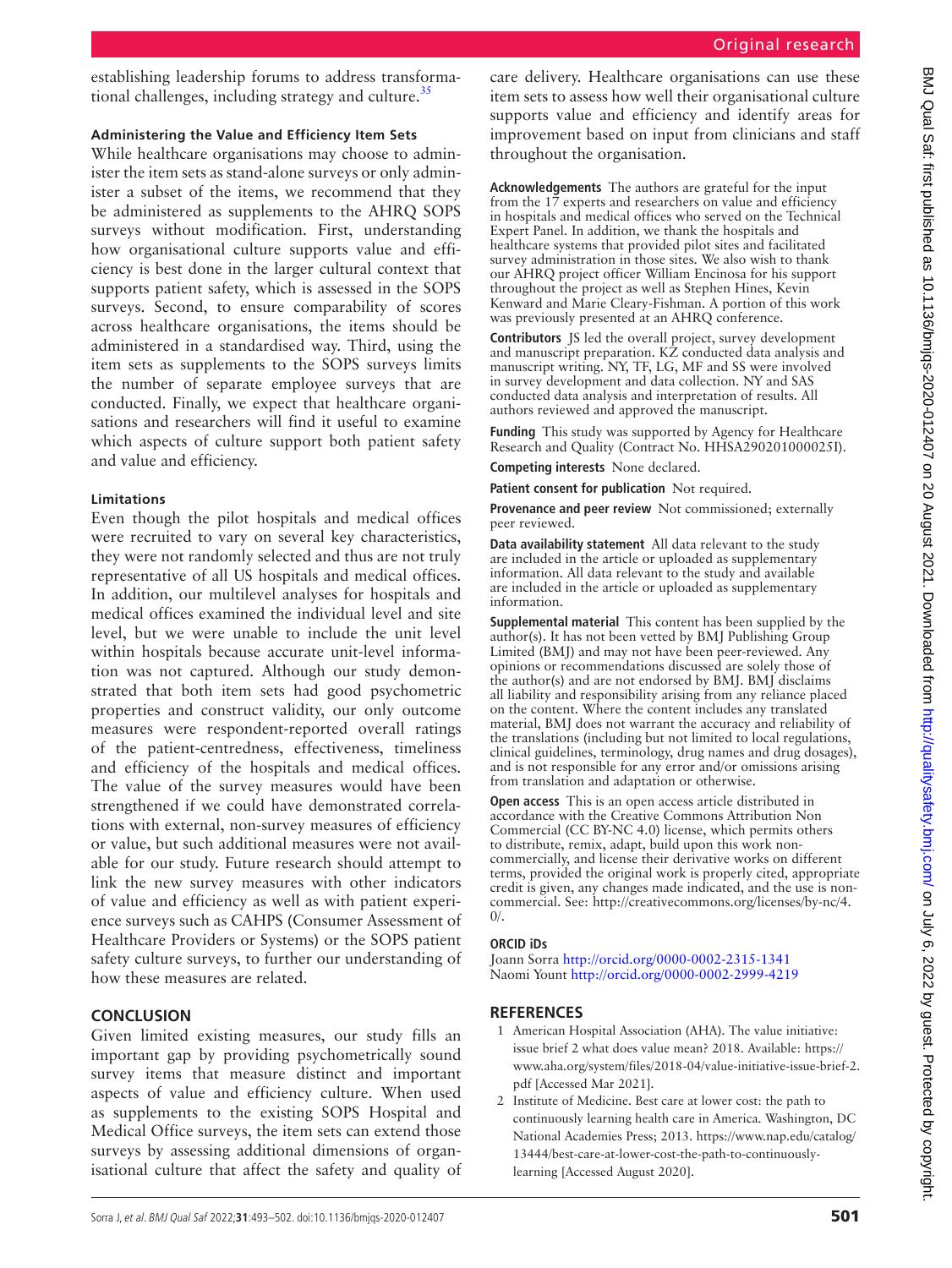establishing leadership forums to address transformational challenges, including strategy and culture.[35]

### Administering the Value and Efficiency Item Sets

While healthcare organisations may choose to administer the item sets as stand-alone surveys or only administer a subset of the items, we recommend that they be administered as supplements to the AHRQ SOPS surveys without modification. First, understanding how organisational culture supports value and efficiency is best done in the larger cultural context that supports patient safety, which is assessed in the SOPS surveys. Second, to ensure comparability of scores across healthcare organisations, the items should be administered in a standardised way. Third, using the item sets as supplements to the SOPS surveys limits the number of separate employee surveys that are conducted. Finally, we expect that healthcare organisations and researchers will find it useful to examine which aspects of culture support both patient safety and value and efficiency.

### Limitations

Even though the pilot hospitals and medical offices were recruited to vary on several key characteristics, they were not randomly selected and thus are not truly representative of all US hospitals and medical offices. In addition, our multilevel analyses for hospitals and medical offices examined the individual level and site level, but we were unable to include the unit level within hospitals because accurate unit-level information was not captured. Although our study demonstrated that both item sets had good psychometric properties and construct validity, our only outcome measures were respondent-reported overall ratings of the patient-centredness, effectiveness, timeliness and efficiency of the hospitals and medical offices. The value of the survey measures would have been strengthened if we could have demonstrated correlations with external, non-survey measures of efficiency or value, but such additional measures were not available for our study. Future research should attempt to link the new survey measures with other indicators of value and efficiency as well as with patient experience surveys such as CAHPS (Consumer Assessment of Healthcare Providers or Systems) or the SOPS patient safety culture surveys, to further our understanding of how these measures are related.

## CONCLUSION

Given limited existing measures, our study fills an important gap by providing psychometrically sound survey items that measure distinct and important aspects of value and efficiency culture. When used as supplements to the existing SOPS Hospital and Medical Office surveys, the item sets can extend those surveys by assessing additional dimensions of organisational culture that affect the safety and quality of care delivery. Healthcare organisations can use these item sets to assess how well their organisational culture supports value and efficiency and identify areas for improvement based on input from clinicians and staff throughout the organisation.

**Acknowledgements** The authors are grateful for the input from the 17 experts and researchers on value and efficiency in hospitals and medical offices who served on the Technical Expert Panel. In addition, we thank the hospitals and healthcare systems that provided pilot sites and facilitated survey administration in those sites. We also wish to thank our AHRQ project officer William Encinosa for his support throughout the project as well as Stephen Hines, Kevin Kenward and Marie Cleary-Fishman. A portion of this work was previously presented at an AHRQ conference.

**Contributors** JS led the overall project, survey development and manuscript preparation. KZ conducted data analysis and manuscript writing. NY, TF, LG, MF and SS were involved in survey development and data collection. NY and SAS conducted data analysis and interpretation of results. All authors reviewed and approved the manuscript.

**Funding** This study was supported by Agency for Healthcare Research and Quality (Contract No. HHSA290201000025I).

**Competing interests** None declared.

**Patient consent for publication** Not required.

**Provenance and peer review** Not commissioned; externally peer reviewed.

**Data availability statement** All data relevant to the study are included in the article or uploaded as supplementary information. All data relevant to the study and available are included in the article or uploaded as supplementary information.

**Supplemental material** This content has been supplied by the author(s). It has not been vetted by BMJ Publishing Group Limited (BMJ) and may not have been peer-reviewed. Any opinions or recommendations discussed are solely those of the author(s) and are not endorsed by BMJ. BMJ disclaims all liability and responsibility arising from any reliance placed on the content. Where the content includes any translated material, BMJ does not warrant the accuracy and reliability of the translations (including but not limited to local regulations, clinical guidelines, terminology, drug names and drug dosages), and is not responsible for any error and/or omissions arising from translation and adaptation or otherwise.

**Open access** This is an open access article distributed in accordance with the Creative Commons Attribution Non Commercial (CC BY-NC 4.0) license, which permits others to distribute, remix, adapt, build upon this work non-commercially, and license their derivative works on different terms, provided the original work is properly cited, appropriate credit is given, any changes made indicated, and the use is non-commercial. See: http://creativecommons.org/licenses/by-nc/4.0/.

### ORCID iDs

Joann Sorra http://orcid.org/0000-0002-2315-1341
Naomi Yount http://orcid.org/0000-0002-2999-4219

## REFERENCES

1. American Hospital Association (AHA). The value initiative: issue brief 2 what does value mean? 2018. Available: https://www.aha.org/system/files/2018-04/value-initiative-issue-brief-2.pdf [Accessed Mar 2021].
2. Institute of Medicine. Best care at lower cost: the path to continuously learning health care in America. Washington, DC National Academies Press; 2013. https://www.nap.edu/catalog/13444/best-care-at-lower-cost-the-path-to-continuously-learning [Accessed August 2020].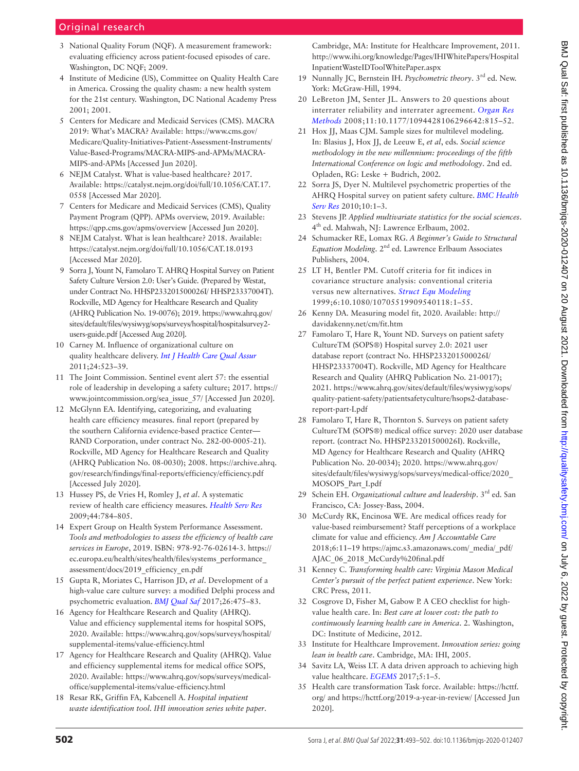3. National Quality Forum (NQF). A measurement framework: evaluating efficiency across patient-focused episodes of care. Washington, DC NQF; 2009.
4. Institute of Medicine (US), Committee on Quality Health Care in America. Crossing the quality chasm: a new health system for the 21st century. Washington, DC National Academy Press 2001; 2001.
5. Centers for Medicare and Medicaid Services (CMS). MACRA 2019: What's MACRA? Available: https://www.cms.gov/Medicare/Quality-Initiatives-Patient-Assessment-Instruments/Value-Based-Programs/MACRA-MIPS-and-APMs/MACRA-MIPS-and-APMs [Accessed Jun 2020].
6. NEJM Catalyst. What is value-based healthcare? 2017. Available: https://catalyst.nejm.org/doi/full/10.1056/CAT.17.0558 [Accessed Mar 2020].
7. Centers for Medicare and Medicaid Services (CMS), Quality Payment Program (QPP). APMs overview, 2019. Available: https://qpp.cms.gov/apms/overview [Accessed Jun 2020].
8. NEJM Catalyst. What is lean healthcare? 2018. Available: https://catalyst.nejm.org/doi/full/10.1056/CAT.18.0193 [Accessed Mar 2020].
9. Sorra J, Yount N, Famolaro T. AHRQ Hospital Survey on Patient Safety Culture Version 2.0: User's Guide. (Prepared by Westat, under Contract No. HHSP233201500026I/ HHSP23337004T). Rockville, MD Agency for Healthcare Research and Quality (AHRQ Publication No. 19-0076); 2019. https://www.ahrq.gov/sites/default/files/wysiwyg/sops/surveys/hospital/hospitalsurvey2-users-guide.pdf [Accessed Aug 2020].
10. Carney M. Influence of organizational culture on quality healthcare delivery. *Int J Health Care Qual Assur* 2011;24:523–39.
11. The Joint Commission. Sentinel event alert 57: the essential role of leadership in developing a safety culture; 2017. https://www.jointcommission.org/sea_issue_57/ [Accessed Jun 2020].
12. McGlynn EA. Identifying, categorizing, and evaluating health care efficiency measures. final report (prepared by the southern California evidence-based practice Center—RAND Corporation, under contract No. 282-00-0005-21). Rockville, MD Agency for Healthcare Research and Quality (AHRQ Publication No. 08-0030); 2008. https://archive.ahrq.gov/research/findings/final-reports/efficiency/efficiency.pdf [Accessed July 2020].
13. Hussey PS, de Vries H, Romley J, *et al*. A systematic review of health care efficiency measures. *Health Serv Res* 2009;44:784–805.
14. Expert Group on Health System Performance Assessment. *Tools and methodologies to assess the efficiency of health care services in Europe*, 2019. ISBN: 978-92-76-02614-3. https://ec.europa.eu/health/sites/health/files/systems_performance_assessment/docs/2019_efficiency_en.pdf
15. Gupta R, Moriates C, Harrison JD, *et al*. Development of a high-value care culture survey: a modified Delphi process and psychometric evaluation. *BMJ Qual Saf* 2017;26:475–83.
16. Agency for Healthcare Research and Quality (AHRQ). Value and efficiency supplemental items for hospital SOPS, 2020. Available: https://www.ahrq.gov/sops/surveys/hospital/supplemental-items/value-efficiency.html
17. Agency for Healthcare Research and Quality (AHRQ). Value and efficiency supplemental items for medical office SOPS, 2020. Available: https://www.ahrq.gov/sops/surveys/medical-office/supplemental-items/value-efficiency.html
18. Resar RK, Griffin FA, Kabcenell A. *Hospital inpatient waste identification tool. IHI innovation series white paper*. Cambridge, MA: Institute for Healthcare Improvement, 2011. http://www.ihi.org/knowledge/Pages/IHIWhitePapers/HospitalInpatientWasteIDToolWhitePaper.aspx
19. Nunnally JC, Bernstein IH. *Psychometric theory*. 3rd ed. New. York: McGraw-Hill, 1994.
20. LeBreton JM, Senter JL. Answers to 20 questions about interrater reliability and interrater agreement. *Organ Res Methods* 2008;11:10.1177/1094428106296642:815–52.
21. Hox JJ, Maas CJM. Sample sizes for multilevel modeling. In: Blasius J, Hox JJ, de Leeuw E, *et al*, eds. *Social science methodology in the new millennium: proceedings of the fifth International Conference on logic and methodology*. 2nd ed. Opladen, RG: Leske + Budrich, 2002.
22. Sorra JS, Dyer N. Multilevel psychometric properties of the AHRQ Hospital survey on patient safety culture. *BMC Health Serv Res* 2010;10:1–3.
23. Stevens JP. *Applied multivariate statistics for the social sciences*. 4th ed. Mahwah, NJ: Lawrence Erlbaum, 2002.
24. Schumacker RE, Lomax RG. *A Beginner's Guide to Structural Equation Modeling*. 2nd ed. Lawrence Erlbaum Associates Publishers, 2004.
25. LT H, Bentler PM. Cutoff criteria for fit indices in covariance structure analysis: conventional criteria versus new alternatives. *Struct Equ Modeling* 1999;6:10.1080/10705519909540118:1–55.
26. Kenny DA. Measuring model fit, 2020. Available: http://davidakenny.net/cm/fit.htm
27. Famolaro T, Hare R, Yount ND. Surveys on patient safety CultureTM (SOPS®) Hospital survey 2.0: 2021 user database report (contract No. HHSP233201500026I/ HHSP23337004T). Rockville, MD Agency for Healthcare Research and Quality (AHRQ Publication No. 21-0017); 2021. https://www.ahrq.gov/sites/default/files/wysiwyg/sops/quality-patient-safety/patientsafetyculture/hsops2-database-report-part-I.pdf
28. Famolaro T, Hare R, Thornton S. Surveys on patient safety CultureTM (SOPS®) medical office survey: 2020 user database report. (contract No. HHSP233201500026I). Rockville, MD Agency for Healthcare Research and Quality (AHRQ Publication No. 20-0034); 2020. https://www.ahrq.gov/sites/default/files/wysiwyg/sops/surveys/medical-office/2020_MOSOPS_Part_I.pdf
29. Schein EH. *Organizational culture and leadership*. 3rd ed. San Francisco, CA: Jossey-Bass, 2004.
30. McCurdy RK, Encinosa WE. Are medical offices ready for value-based reimbursement? Staff perceptions of a workplace climate for value and efficiency. *Am J Accountable Care* 2018;6:11–19 https://ajmc.s3.amazonaws.com/_media/_pdf/AJAC_06_2018_McCurdy%20final.pdf
31. Kenney C. *Transforming health care: Virginia Mason Medical Center's pursuit of the perfect patient experience*. New York: CRC Press, 2011.
32. Cosgrove D, Fisher M, Gabow P. A CEO checklist for high-value health care. In: *Best care at lower cost: the path to continuously learning health care in America*. 2. Washington, DC: Institute of Medicine, 2012.
33. Institute for Healthcare Improvement. *Innovation series: going lean in health care*. Cambridge, MA: IHI, 2005.
34. Savitz LA, Weiss LT. A data driven approach to achieving high value healthcare. *EGEMS* 2017;5:1–5.
35. Health care transformation Task force. Available: https://hcttf.org/ and https://hcttf.org/2019-a-year-in-review/ [Accessed Jun 2020].